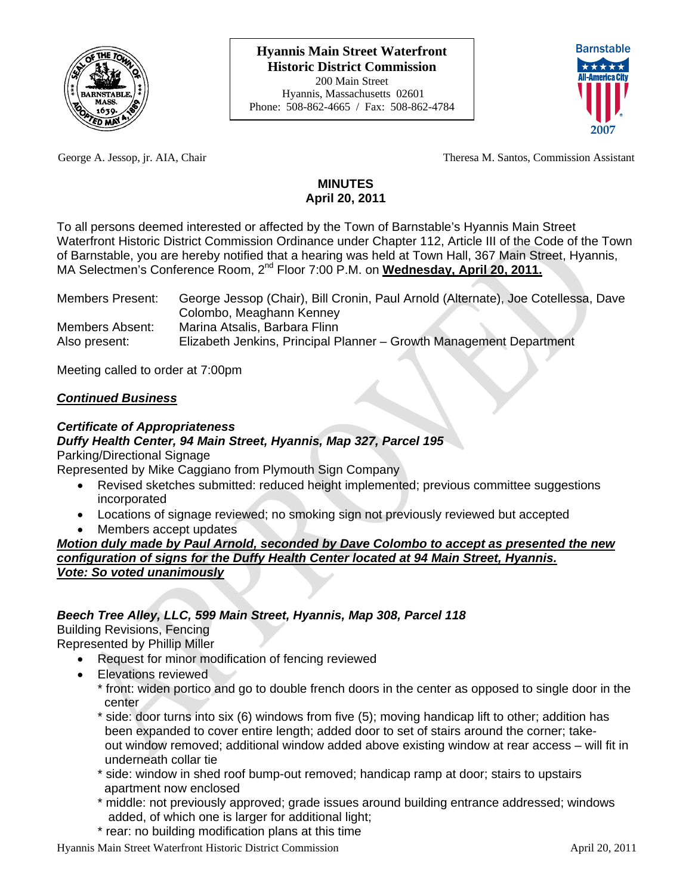**Hyannis Main Street Waterfront Historic District Commission**
200 Main Street
Hyannis, Massachusetts 02601
Phone: 508-862-4665 / Fax: 508-862-4784

George A. Jessop, jr. AIA, Chair — Theresa M. Santos, Commission Assistant

# MINUTES
## April 20, 2011

To all persons deemed interested or affected by the Town of Barnstable's Hyannis Main Street Waterfront Historic District Commission Ordinance under Chapter 112, Article III of the Code of the Town of Barnstable, you are hereby notified that a hearing was held at Town Hall, 367 Main Street, Hyannis, MA Selectmen's Conference Room, 2nd Floor 7:00 P.M. on **Wednesday, April 20, 2011.**

| | |
|---|---|
| Members Present: | George Jessop (Chair), Bill Cronin, Paul Arnold (Alternate), Joe Cotellessa, Dave Colombo, Meaghann Kenney |
| Members Absent: | Marina Atsalis, Barbara Flinn |
| Also present: | Elizabeth Jenkins, Principal Planner – Growth Management Department |

Meeting called to order at 7:00pm

***Continued Business***

***Certificate of Appropriateness***
***Duffy Health Center, 94 Main Street, Hyannis, Map 327, Parcel 195***
Parking/Directional Signage
Represented by Mike Caggiano from Plymouth Sign Company

- Revised sketches submitted: reduced height implemented; previous committee suggestions incorporated
- Locations of signage reviewed; no smoking sign not previously reviewed but accepted
- Members accept updates

***Motion duly made by Paul Arnold, seconded by Dave Colombo to accept as presented the new configuration of signs for the Duffy Health Center located at 94 Main Street, Hyannis.***
***Vote: So voted unanimously***

***Beech Tree Alley, LLC, 599 Main Street, Hyannis, Map 308, Parcel 118***
Building Revisions, Fencing
Represented by Phillip Miller

- Request for minor modification of fencing reviewed
- Elevations reviewed
  * front: widen portico and go to double french doors in the center as opposed to single door in the center
  * side: door turns into six (6) windows from five (5); moving handicap lift to other; addition has been expanded to cover entire length; added door to set of stairs around the corner; take-out window removed; additional window added above existing window at rear access – will fit in underneath collar tie
  * side: window in shed roof bump-out removed; handicap ramp at door; stairs to upstairs apartment now enclosed
  * middle: not previously approved; grade issues around building entrance addressed; windows added, of which one is larger for additional light;
  * rear: no building modification plans at this time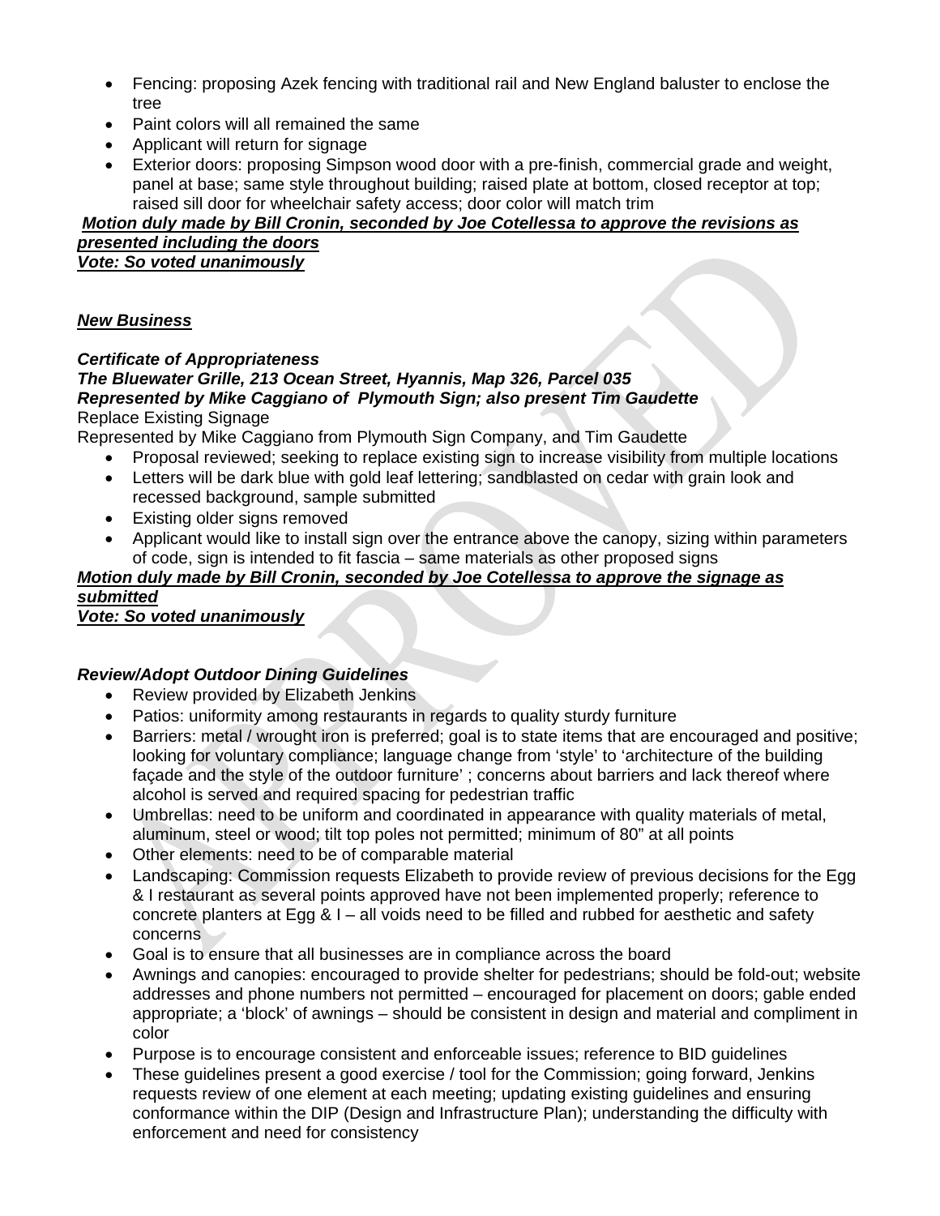- Fencing: proposing Azek fencing with traditional rail and New England baluster to enclose the tree
- Paint colors will all remained the same
- Applicant will return for signage
- Exterior doors: proposing Simpson wood door with a pre-finish, commercial grade and weight, panel at base; same style throughout building; raised plate at bottom, closed receptor at top; raised sill door for wheelchair safety access; door color will match trim

***Motion duly made by Bill Cronin, seconded by Joe Cotellessa to approve the revisions as presented including the doors***
***Vote: So voted unanimously***

***New Business***

***Certificate of Appropriateness***
***The Bluewater Grille, 213 Ocean Street, Hyannis, Map 326, Parcel 035***
***Represented by Mike Caggiano of Plymouth Sign; also present Tim Gaudette***
Replace Existing Signage
Represented by Mike Caggiano from Plymouth Sign Company, and Tim Gaudette

- Proposal reviewed; seeking to replace existing sign to increase visibility from multiple locations
- Letters will be dark blue with gold leaf lettering; sandblasted on cedar with grain look and recessed background, sample submitted
- Existing older signs removed
- Applicant would like to install sign over the entrance above the canopy, sizing within parameters of code, sign is intended to fit fascia – same materials as other proposed signs

***Motion duly made by Bill Cronin, seconded by Joe Cotellessa to approve the signage as submitted***
***Vote: So voted unanimously***

***Review/Adopt Outdoor Dining Guidelines***

- Review provided by Elizabeth Jenkins
- Patios: uniformity among restaurants in regards to quality sturdy furniture
- Barriers: metal / wrought iron is preferred; goal is to state items that are encouraged and positive; looking for voluntary compliance; language change from 'style' to 'architecture of the building façade and the style of the outdoor furniture' ; concerns about barriers and lack thereof where alcohol is served and required spacing for pedestrian traffic
- Umbrellas: need to be uniform and coordinated in appearance with quality materials of metal, aluminum, steel or wood; tilt top poles not permitted; minimum of 80" at all points
- Other elements: need to be of comparable material
- Landscaping: Commission requests Elizabeth to provide review of previous decisions for the Egg & I restaurant as several points approved have not been implemented properly; reference to concrete planters at Egg & I – all voids need to be filled and rubbed for aesthetic and safety concerns
- Goal is to ensure that all businesses are in compliance across the board
- Awnings and canopies: encouraged to provide shelter for pedestrians; should be fold-out; website addresses and phone numbers not permitted – encouraged for placement on doors; gable ended appropriate; a 'block' of awnings – should be consistent in design and material and compliment in color
- Purpose is to encourage consistent and enforceable issues; reference to BID guidelines
- These guidelines present a good exercise / tool for the Commission; going forward, Jenkins requests review of one element at each meeting; updating existing guidelines and ensuring conformance within the DIP (Design and Infrastructure Plan); understanding the difficulty with enforcement and need for consistency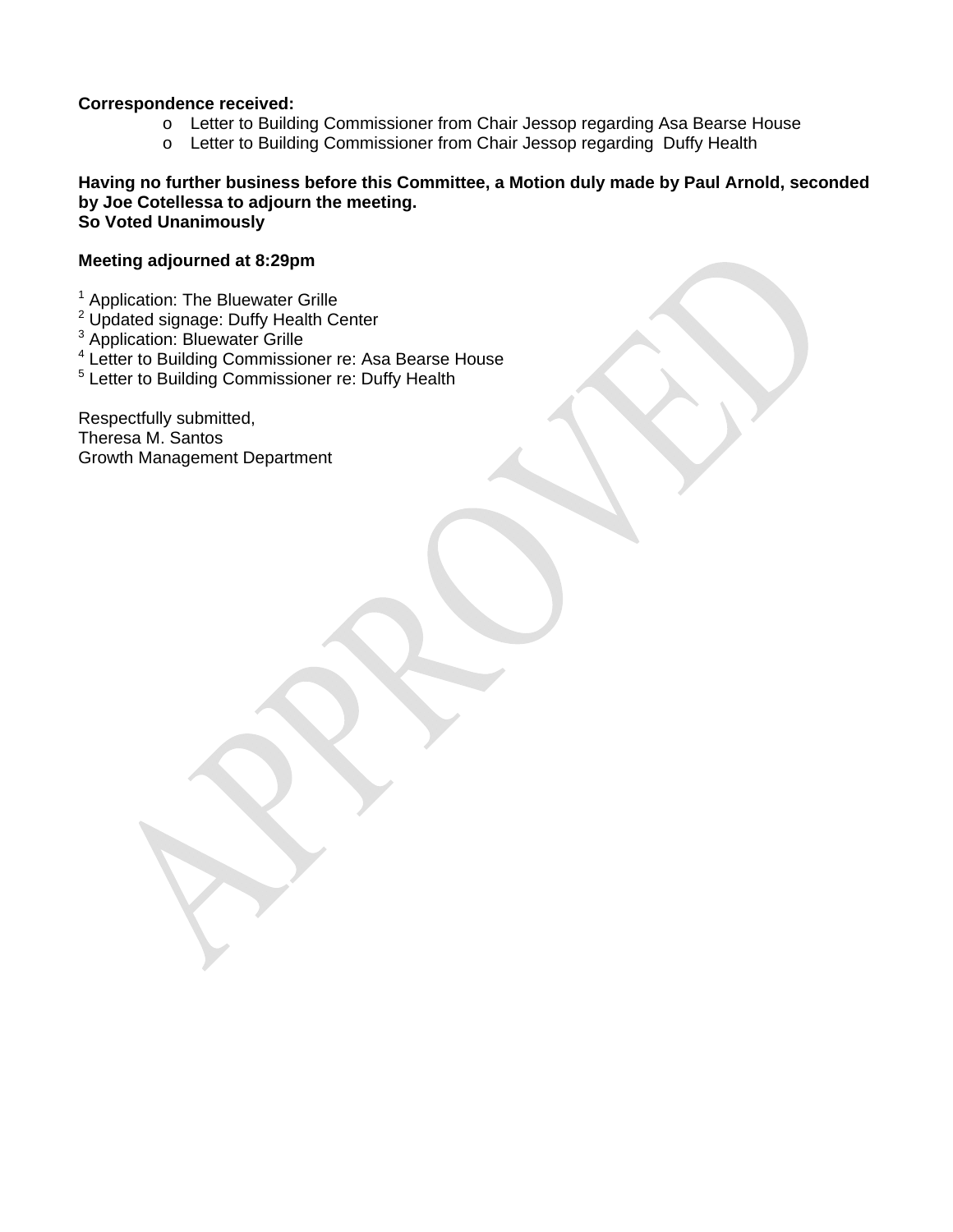**Correspondence received:**

- Letter to Building Commissioner from Chair Jessop regarding Asa Bearse House
- Letter to Building Commissioner from Chair Jessop regarding Duffy Health

**Having no further business before this Committee, a Motion duly made by Paul Arnold, seconded by Joe Cotellessa to adjourn the meeting.**
**So Voted Unanimously**

**Meeting adjourned at 8:29pm**

[1] Application: The Bluewater Grille
[2] Updated signage: Duffy Health Center
[3] Application: Bluewater Grille
[4] Letter to Building Commissioner re: Asa Bearse House
[5] Letter to Building Commissioner re: Duffy Health

Respectfully submitted,
Theresa M. Santos
Growth Management Department

APPROVED